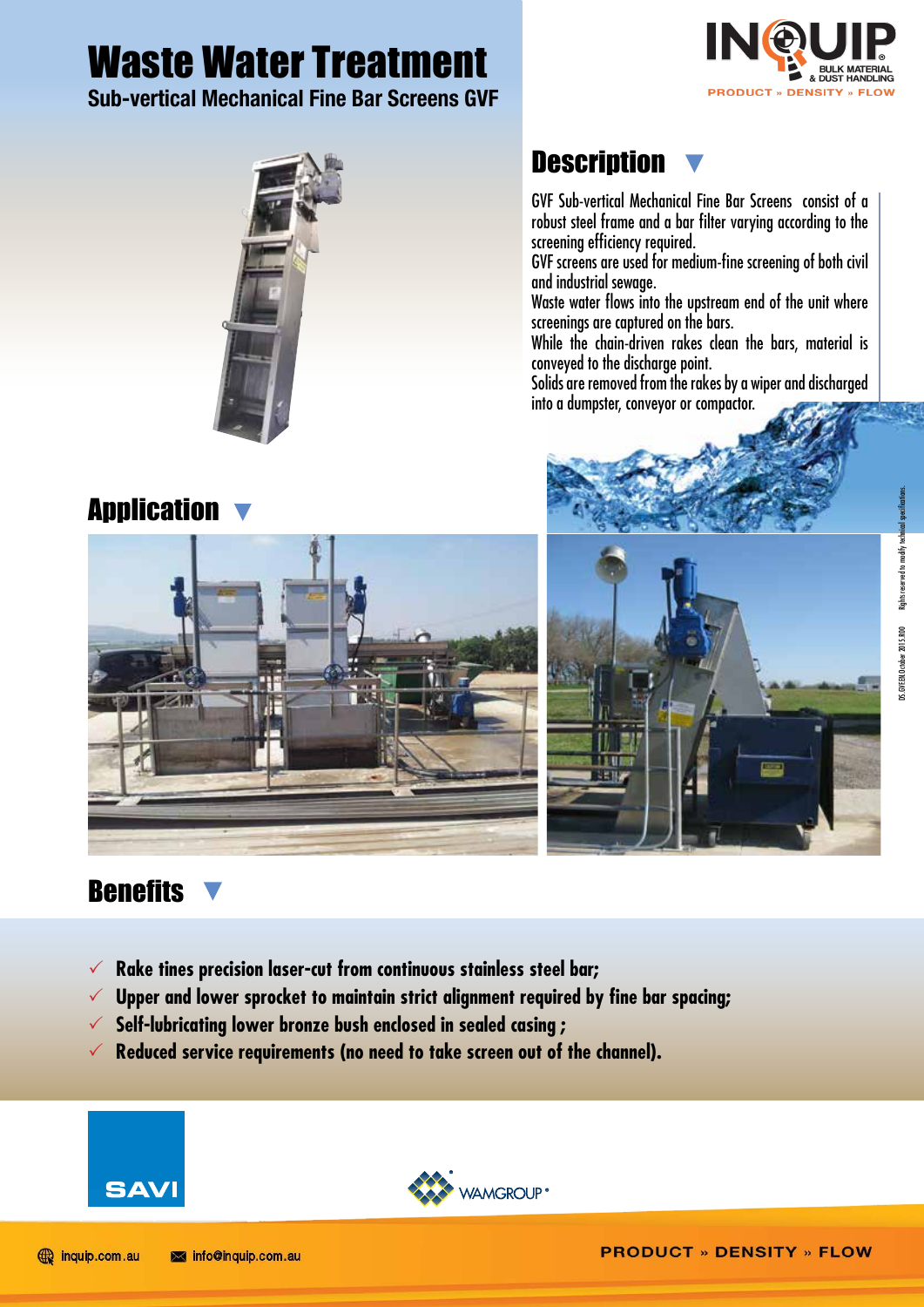# Waste Water Treatment

## Sub-vertical Mechanical Fine Bar Screens GVF

## Description

GVF Sub-vertical Mechanical Fine Bar Screens consist of a robust steel frame and a bar filter varying according to the screening efficiency required.
GVF screens are used for medium-fine screening of both civil and industrial sewage.
Waste water flows into the upstream end of the unit where screenings are captured on the bars.
While the chain-driven rakes clean the bars, material is conveyed to the discharge point.
Solids are removed from the rakes by a wiper and discharged into a dumpster, conveyor or compactor.

## Application

## Benefits

- ✓ Rake tines precision laser-cut from continuous stainless steel bar;
- ✓ Upper and lower sprocket to maintain strict alignment required by fine bar spacing;
- ✓ Self-lubricating lower bronze bush enclosed in sealed casing ;
- ✓ Reduced service requirements (no need to take screen out of the channel).

DS GVFEN.October 2015.R00 Rights reserved to modify technical specifications.

inquip.com.au info@inquip.com.au

PRODUCT » DENSITY » FLOW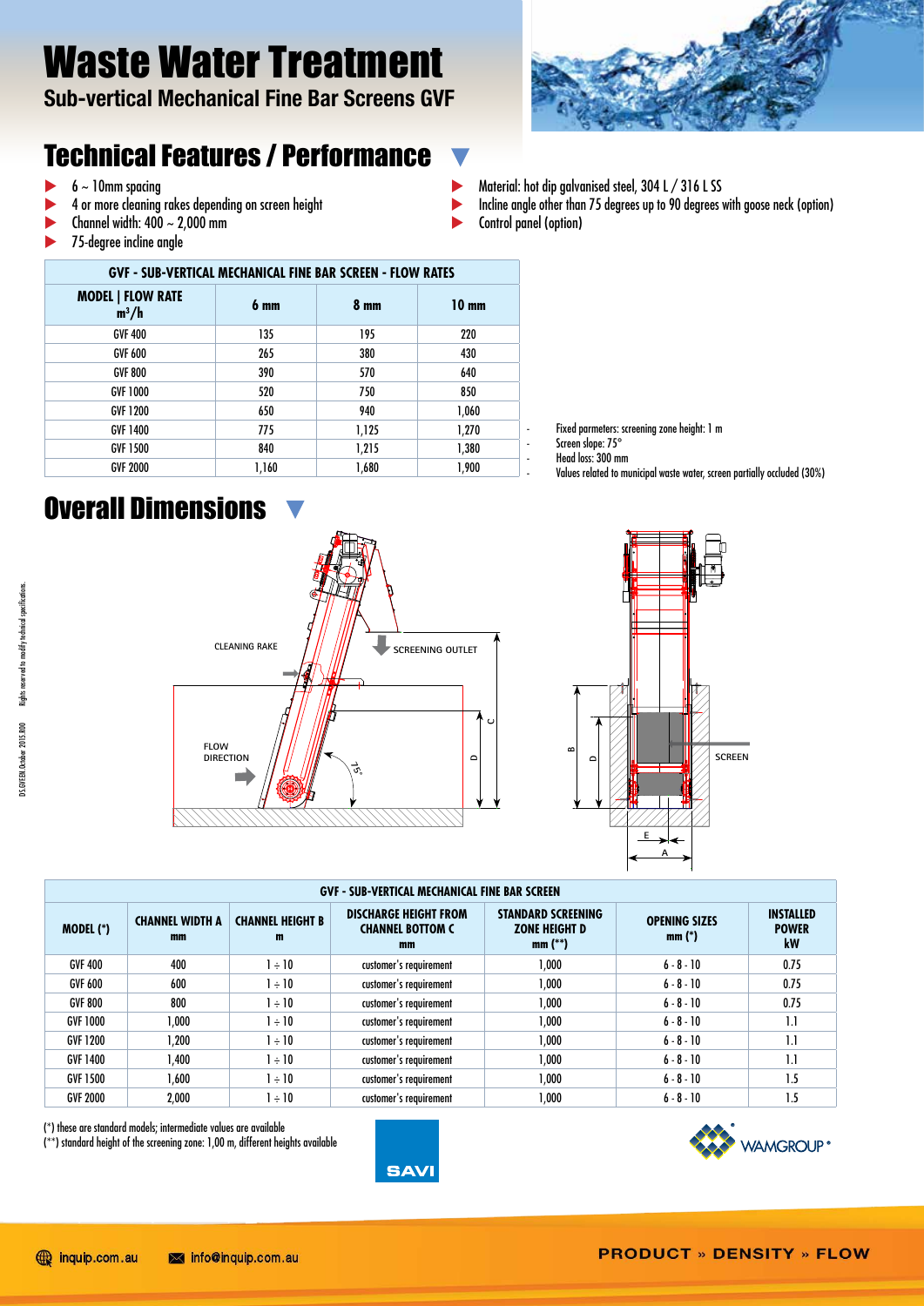# Waste Water Treatment

**Sub-vertical Mechanical Fine Bar Screens GVF**

## Technical Features / Performance

- 6 ~ 10mm spacing
- 4 or more cleaning rakes depending on screen height
- Channel width: 400 ~ 2,000 mm
- 75-degree incline angle
- Material: hot dip galvanised steel, 304 L / 316 L SS
- Incline angle other than 75 degrees up to 90 degrees with goose neck (option)
- Control panel (option)

| GVF - SUB-VERTICAL MECHANICAL FINE BAR SCREEN - FLOW RATES | | | |
|---|---|---|---|
| MODEL \| FLOW RATE $m^3/h$ | 6 mm | 8 mm | 10 mm |
| GVF 400 | 135 | 195 | 220 |
| GVF 600 | 265 | 380 | 430 |
| GVF 800 | 390 | 570 | 640 |
| GVF 1000 | 520 | 750 | 850 |
| GVF 1200 | 650 | 940 | 1,060 |
| GVF 1400 | 775 | 1,125 | 1,270 |
| GVF 1500 | 840 | 1,215 | 1,380 |
| GVF 2000 | 1,160 | 1,680 | 1,900 |

- Fixed parmeters: screening zone height: 1 m
- Screen slope: 75°
- Head loss: 300 mm
- Values related to municipal waste water, screen partially occluded (30%)

## Overall Dimensions

CLEANING RAKE
SCREENING OUTLET
FLOW DIRECTION
75°
C
D
B
D
SCREEN
E
A

| GVF - SUB-VERTICAL MECHANICAL FINE BAR SCREEN | | | | | | |
|---|---|---|---|---|---|---|
| MODEL (*) | CHANNEL WIDTH A mm | CHANNEL HEIGHT B m | DISCHARGE HEIGHT FROM CHANNEL BOTTOM C mm | STANDARD SCREENING ZONE HEIGHT D mm (**) | OPENING SIZES mm (*) | INSTALLED POWER kW |
| GVF 400 | 400 | 1 ÷ 10 | customer's requirement | 1,000 | 6 - 8 - 10 | 0.75 |
| GVF 600 | 600 | 1 ÷ 10 | customer's requirement | 1,000 | 6 - 8 - 10 | 0.75 |
| GVF 800 | 800 | 1 ÷ 10 | customer's requirement | 1,000 | 6 - 8 - 10 | 0.75 |
| GVF 1000 | 1,000 | 1 ÷ 10 | customer's requirement | 1,000 | 6 - 8 - 10 | 1.1 |
| GVF 1200 | 1,200 | 1 ÷ 10 | customer's requirement | 1,000 | 6 - 8 - 10 | 1.1 |
| GVF 1400 | 1,400 | 1 ÷ 10 | customer's requirement | 1,000 | 6 - 8 - 10 | 1.1 |
| GVF 1500 | 1,600 | 1 ÷ 10 | customer's requirement | 1,000 | 6 - 8 - 10 | 1.5 |
| GVF 2000 | 2,000 | 1 ÷ 10 | customer's requirement | 1,000 | 6 - 8 - 10 | 1.5 |

(*) these are standard models; intermediate values are available
(**) standard height of the screening zone: 1,00 m, different heights available

SAVI
WAMGROUP®

DS.GVF.EN.October 2015.R00 Rights reserved to modify technical specifications.

inquip.com.au info@inquip.com.au PRODUCT » DENSITY » FLOW